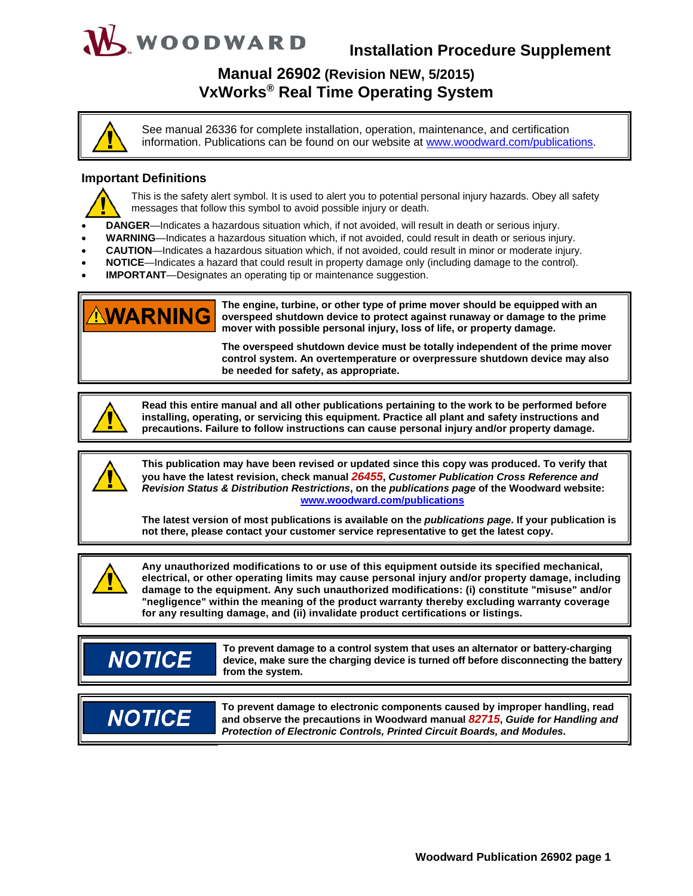# Installation Procedure Supplement

## Manual 26902 (Revision NEW, 5/2015)
## VxWorks® Real Time Operating System

> See manual 26336 for complete installation, operation, maintenance, and certification information. Publications can be found on our website at www.woodward.com/publications.

### Important Definitions

This is the safety alert symbol. It is used to alert you to potential personal injury hazards. Obey all safety messages that follow this symbol to avoid possible injury or death.

- **DANGER**—Indicates a hazardous situation which, if not avoided, will result in death or serious injury.
- **WARNING**—Indicates a hazardous situation which, if not avoided, could result in death or serious injury.
- **CAUTION**—Indicates a hazardous situation which, if not avoided, could result in minor or moderate injury.
- **NOTICE**—Indicates a hazard that could result in property damage only (including damage to the control).
- **IMPORTANT**—Designates an operating tip or maintenance suggestion.

> **WARNING**
>
> **The engine, turbine, or other type of prime mover should be equipped with an overspeed shutdown device to protect against runaway or damage to the prime mover with possible personal injury, loss of life, or property damage.**
>
> **The overspeed shutdown device must be totally independent of the prime mover control system. An overtemperature or overpressure shutdown device may also be needed for safety, as appropriate.**

> **Read this entire manual and all other publications pertaining to the work to be performed before installing, operating, or servicing this equipment. Practice all plant and safety instructions and precautions. Failure to follow instructions can cause personal injury and/or property damage.**

> **This publication may have been revised or updated since this copy was produced. To verify that you have the latest revision, check manual *26455*, *Customer Publication Cross Reference and Revision Status & Distribution Restrictions*, on the *publications page* of the Woodward website: www.woodward.com/publications**
>
> **The latest version of most publications is available on the *publications page*. If your publication is not there, please contact your customer service representative to get the latest copy.**

> **Any unauthorized modifications to or use of this equipment outside its specified mechanical, electrical, or other operating limits may cause personal injury and/or property damage, including damage to the equipment. Any such unauthorized modifications: (i) constitute "misuse" and/or "negligence" within the meaning of the product warranty thereby excluding warranty coverage for any resulting damage, and (ii) invalidate product certifications or listings.**

> **NOTICE**
>
> **To prevent damage to a control system that uses an alternator or battery-charging device, make sure the charging device is turned off before disconnecting the battery from the system.**

> **NOTICE**
>
> **To prevent damage to electronic components caused by improper handling, read and observe the precautions in Woodward manual *82715*, *Guide for Handling and Protection of Electronic Controls, Printed Circuit Boards, and Modules*.**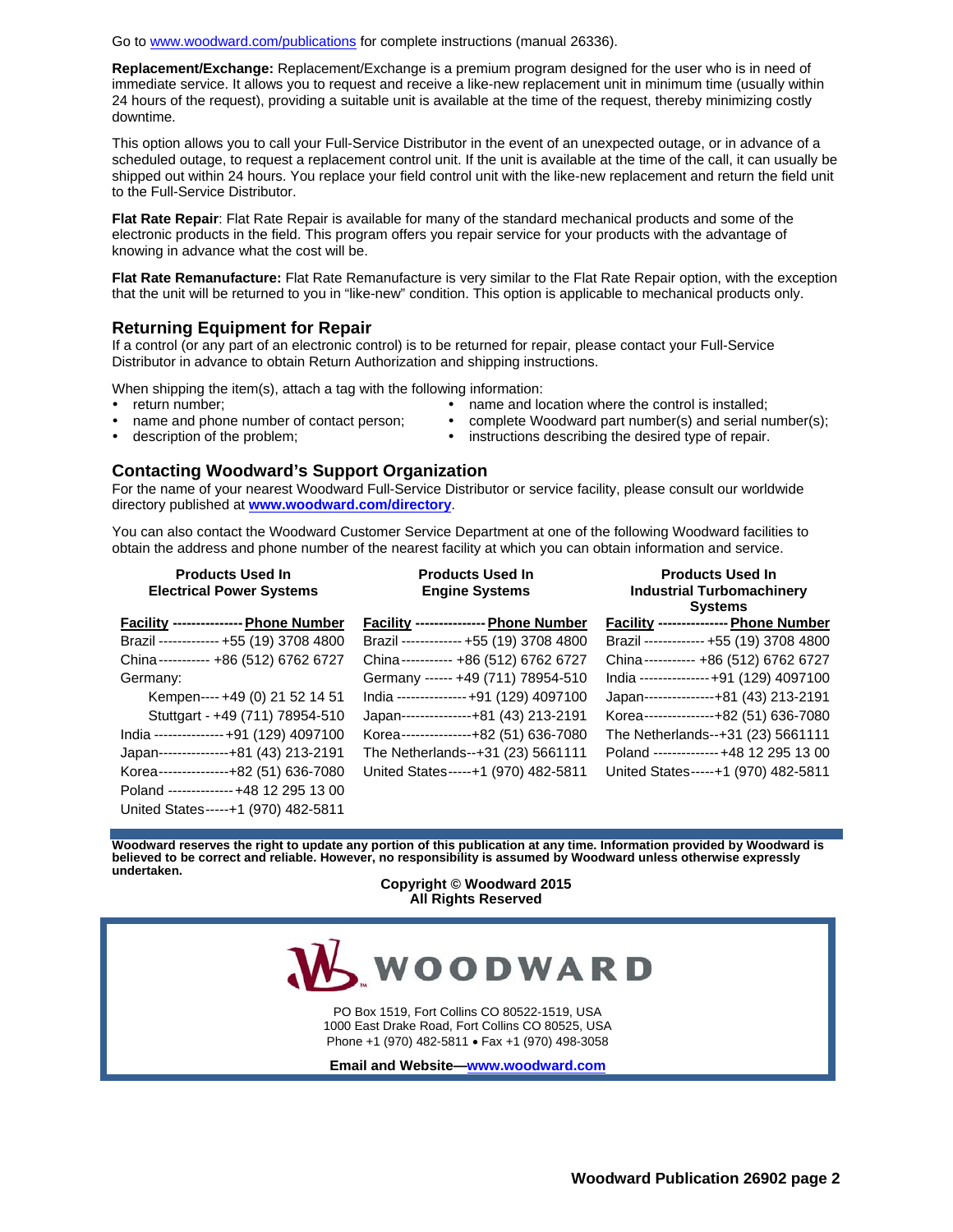Go to www.woodward.com/publications for complete instructions (manual 26336).

**Replacement/Exchange:** Replacement/Exchange is a premium program designed for the user who is in need of immediate service. It allows you to request and receive a like-new replacement unit in minimum time (usually within 24 hours of the request), providing a suitable unit is available at the time of the request, thereby minimizing costly downtime.

This option allows you to call your Full-Service Distributor in the event of an unexpected outage, or in advance of a scheduled outage, to request a replacement control unit. If the unit is available at the time of the call, it can usually be shipped out within 24 hours. You replace your field control unit with the like-new replacement and return the field unit to the Full-Service Distributor.

**Flat Rate Repair**: Flat Rate Repair is available for many of the standard mechanical products and some of the electronic products in the field. This program offers you repair service for your products with the advantage of knowing in advance what the cost will be.

**Flat Rate Remanufacture:** Flat Rate Remanufacture is very similar to the Flat Rate Repair option, with the exception that the unit will be returned to you in "like-new" condition. This option is applicable to mechanical products only.

## Returning Equipment for Repair

If a control (or any part of an electronic control) is to be returned for repair, please contact your Full-Service Distributor in advance to obtain Return Authorization and shipping instructions.

When shipping the item(s), attach a tag with the following information:

- return number;
- name and phone number of contact person;
- description of the problem;
- name and location where the control is installed;
- complete Woodward part number(s) and serial number(s);
- instructions describing the desired type of repair.

## Contacting Woodward's Support Organization

For the name of your nearest Woodward Full-Service Distributor or service facility, please consult our worldwide directory published at **www.woodward.com/directory**.

You can also contact the Woodward Customer Service Department at one of the following Woodward facilities to obtain the address and phone number of the nearest facility at which you can obtain information and service.

**Products Used In Electrical Power Systems**

| Facility | Phone Number |
|---|---|
| Brazil | +55 (19) 3708 4800 |
| China | +86 (512) 6762 6727 |
| Germany: | |
| Kempen | +49 (0) 21 52 14 51 |
| Stuttgart | +49 (711) 78954-510 |
| India | +91 (129) 4097100 |
| Japan | +81 (43) 213-2191 |
| Korea | +82 (51) 636-7080 |
| Poland | +48 12 295 13 00 |
| United States | +1 (970) 482-5811 |

**Products Used In Engine Systems**

| Facility | Phone Number |
|---|---|
| Brazil | +55 (19) 3708 4800 |
| China | +86 (512) 6762 6727 |
| Germany | +49 (711) 78954-510 |
| India | +91 (129) 4097100 |
| Japan | +81 (43) 213-2191 |
| Korea | +82 (51) 636-7080 |
| The Netherlands | +31 (23) 5661111 |
| United States | +1 (970) 482-5811 |

**Products Used In Industrial Turbomachinery Systems**

| Facility | Phone Number |
|---|---|
| Brazil | +55 (19) 3708 4800 |
| China | +86 (512) 6762 6727 |
| India | +91 (129) 4097100 |
| Japan | +81 (43) 213-2191 |
| Korea | +82 (51) 636-7080 |
| The Netherlands | +31 (23) 5661111 |
| Poland | +48 12 295 13 00 |
| United States | +1 (970) 482-5811 |

**Woodward reserves the right to update any portion of this publication at any time. Information provided by Woodward is believed to be correct and reliable. However, no responsibility is assumed by Woodward unless otherwise expressly undertaken.**

**Copyright © Woodward 2015**
**All Rights Reserved**

WOODWARD

PO Box 1519, Fort Collins CO 80522-1519, USA
1000 East Drake Road, Fort Collins CO 80525, USA
Phone +1 (970) 482-5811 • Fax +1 (970) 498-3058

**Email and Website—www.woodward.com**

**Woodward Publication 26902 page 2**